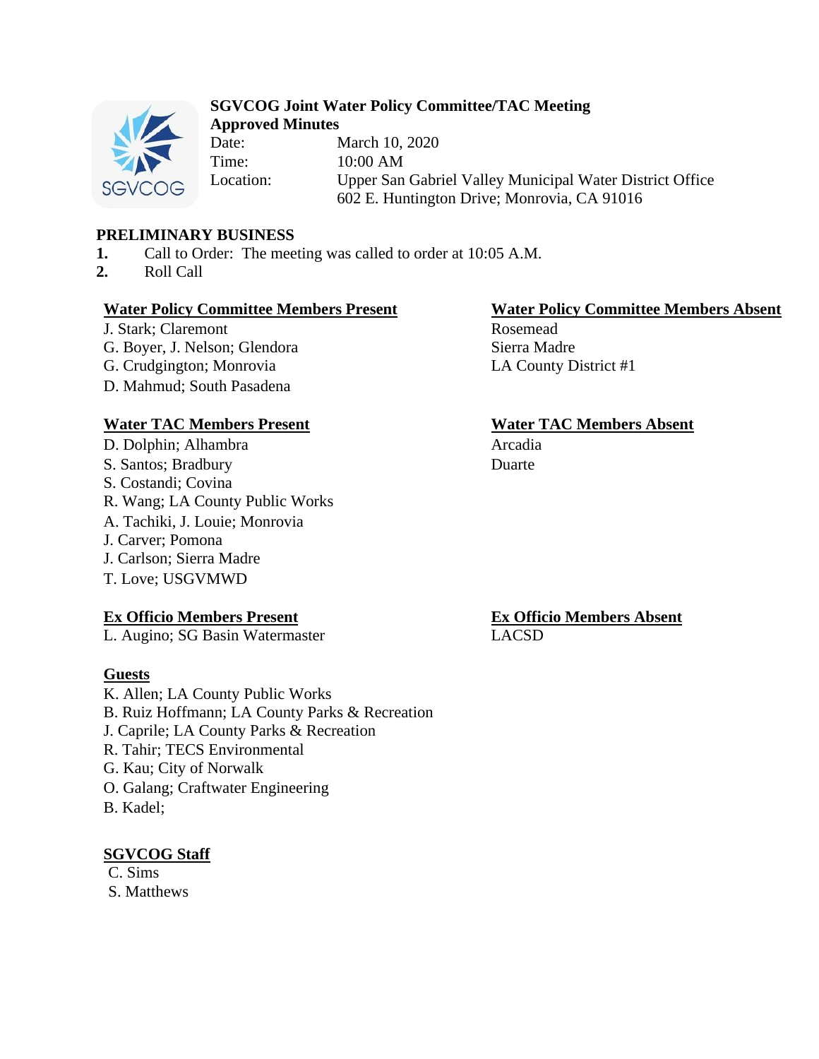# SGVCOG Joint Water Policy Committee/TAC Meeting

**Approved Minutes**

Date: March 10, 2020
Time: 10:00 AM
Location: Upper San Gabriel Valley Municipal Water District Office
602 E. Huntington Drive; Monrovia, CA 91016

## PRELIMINARY BUSINESS

1. Call to Order: The meeting was called to order at 10:05 A.M.
2. Roll Call

**Water Policy Committee Members Present**

J. Stark; Claremont
G. Boyer, J. Nelson; Glendora
G. Crudgington; Monrovia
D. Mahmud; South Pasadena

**Water Policy Committee Members Absent**

Rosemead
Sierra Madre
LA County District #1

**Water TAC Members Present**

D. Dolphin; Alhambra
S. Santos; Bradbury
S. Costandi; Covina
R. Wang; LA County Public Works
A. Tachiki, J. Louie; Monrovia
J. Carver; Pomona
J. Carlson; Sierra Madre
T. Love; USGVMWD

**Water TAC Members Absent**

Arcadia
Duarte

**Ex Officio Members Present**

L. Augino; SG Basin Watermaster

**Ex Officio Members Absent**

LACSD

**Guests**

K. Allen; LA County Public Works
B. Ruiz Hoffmann; LA County Parks & Recreation
J. Caprile; LA County Parks & Recreation
R. Tahir; TECS Environmental
G. Kau; City of Norwalk
O. Galang; Craftwater Engineering
B. Kadel;

**SGVCOG Staff**

C. Sims
S. Matthews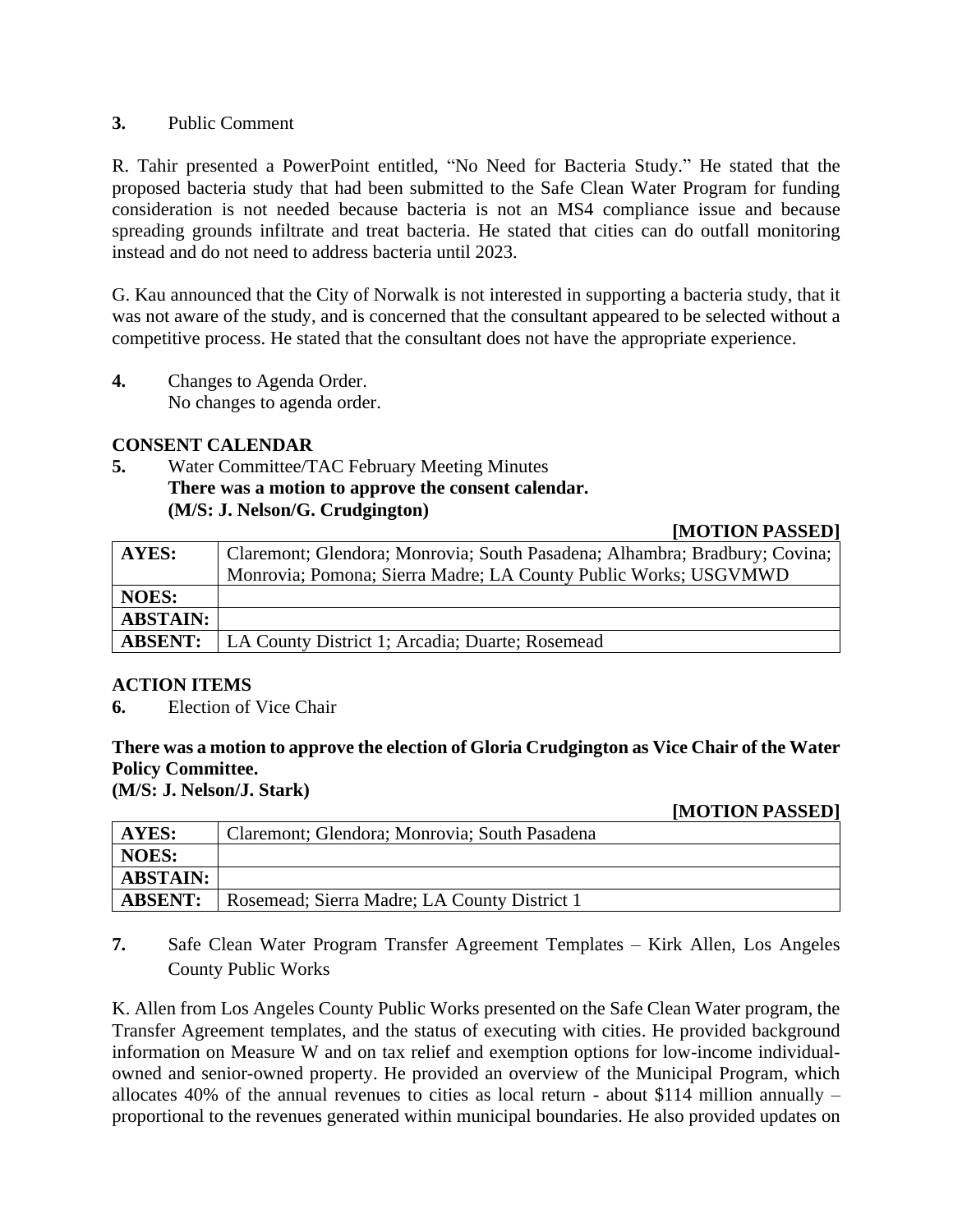**3.** Public Comment

R. Tahir presented a PowerPoint entitled, "No Need for Bacteria Study." He stated that the proposed bacteria study that had been submitted to the Safe Clean Water Program for funding consideration is not needed because bacteria is not an MS4 compliance issue and because spreading grounds infiltrate and treat bacteria. He stated that cities can do outfall monitoring instead and do not need to address bacteria until 2023.

G. Kau announced that the City of Norwalk is not interested in supporting a bacteria study, that it was not aware of the study, and is concerned that the consultant appeared to be selected without a competitive process. He stated that the consultant does not have the appropriate experience.

**4.** Changes to Agenda Order.
No changes to agenda order.

**CONSENT CALENDAR**

**5.** Water Committee/TAC February Meeting Minutes
**There was a motion to approve the consent calendar.**
**(M/S: J. Nelson/G. Crudgington)**

**[MOTION PASSED]**

| **AYES:** | Claremont; Glendora; Monrovia; South Pasadena; Alhambra; Bradbury; Covina; Monrovia; Pomona; Sierra Madre; LA County Public Works; USGVMWD |
|---|---|
| **NOES:** | |
| **ABSTAIN:** | |
| **ABSENT:** | LA County District 1; Arcadia; Duarte; Rosemead |

**ACTION ITEMS**

**6.** Election of Vice Chair

**There was a motion to approve the election of Gloria Crudgington as Vice Chair of the Water Policy Committee.**
**(M/S: J. Nelson/J. Stark)**

**[MOTION PASSED]**

| **AYES:** | Claremont; Glendora; Monrovia; South Pasadena |
|---|---|
| **NOES:** | |
| **ABSTAIN:** | |
| **ABSENT:** | Rosemead; Sierra Madre; LA County District 1 |

**7.** Safe Clean Water Program Transfer Agreement Templates – Kirk Allen, Los Angeles County Public Works

K. Allen from Los Angeles County Public Works presented on the Safe Clean Water program, the Transfer Agreement templates, and the status of executing with cities. He provided background information on Measure W and on tax relief and exemption options for low-income individual-owned and senior-owned property. He provided an overview of the Municipal Program, which allocates 40% of the annual revenues to cities as local return - about $114 million annually – proportional to the revenues generated within municipal boundaries. He also provided updates on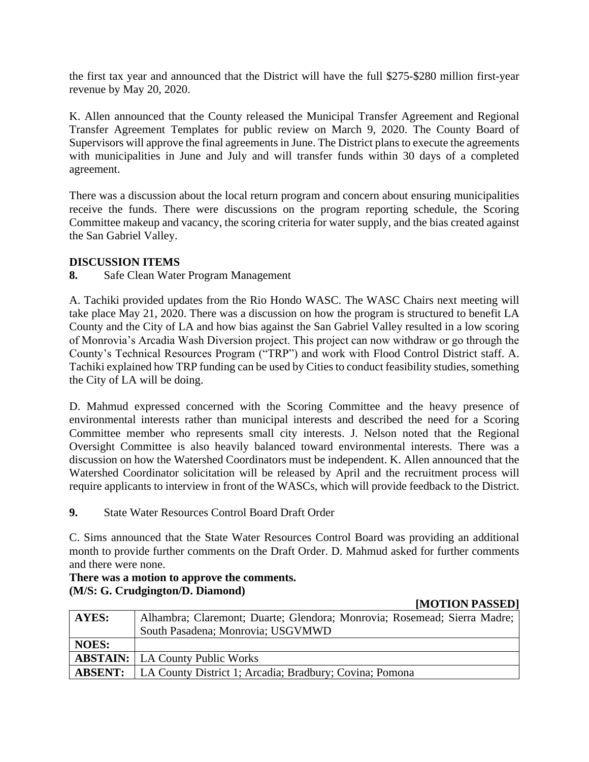the first tax year and announced that the District will have the full $275-$280 million first-year revenue by May 20, 2020.

K. Allen announced that the County released the Municipal Transfer Agreement and Regional Transfer Agreement Templates for public review on March 9, 2020. The County Board of Supervisors will approve the final agreements in June. The District plans to execute the agreements with municipalities in June and July and will transfer funds within 30 days of a completed agreement.

There was a discussion about the local return program and concern about ensuring municipalities receive the funds. There were discussions on the program reporting schedule, the Scoring Committee makeup and vacancy, the scoring criteria for water supply, and the bias created against the San Gabriel Valley.

**DISCUSSION ITEMS**

**8.** Safe Clean Water Program Management

A. Tachiki provided updates from the Rio Hondo WASC. The WASC Chairs next meeting will take place May 21, 2020. There was a discussion on how the program is structured to benefit LA County and the City of LA and how bias against the San Gabriel Valley resulted in a low scoring of Monrovia's Arcadia Wash Diversion project. This project can now withdraw or go through the County's Technical Resources Program ("TRP") and work with Flood Control District staff. A. Tachiki explained how TRP funding can be used by Cities to conduct feasibility studies, something the City of LA will be doing.

D. Mahmud expressed concerned with the Scoring Committee and the heavy presence of environmental interests rather than municipal interests and described the need for a Scoring Committee member who represents small city interests. J. Nelson noted that the Regional Oversight Committee is also heavily balanced toward environmental interests. There was a discussion on how the Watershed Coordinators must be independent. K. Allen announced that the Watershed Coordinator solicitation will be released by April and the recruitment process will require applicants to interview in front of the WASCs, which will provide feedback to the District.

**9.** State Water Resources Control Board Draft Order

C. Sims announced that the State Water Resources Control Board was providing an additional month to provide further comments on the Draft Order. D. Mahmud asked for further comments and there were none.

**There was a motion to approve the comments.**
**(M/S: G. Crudgington/D. Diamond)**

**[MOTION PASSED]**

| | |
|---|---|
| **AYES:** | Alhambra; Claremont; Duarte; Glendora; Monrovia; Rosemead; Sierra Madre; South Pasadena; Monrovia; USGVMWD |
| **NOES:** | |
| **ABSTAIN:** | LA County Public Works |
| **ABSENT:** | LA County District 1; Arcadia; Bradbury; Covina; Pomona |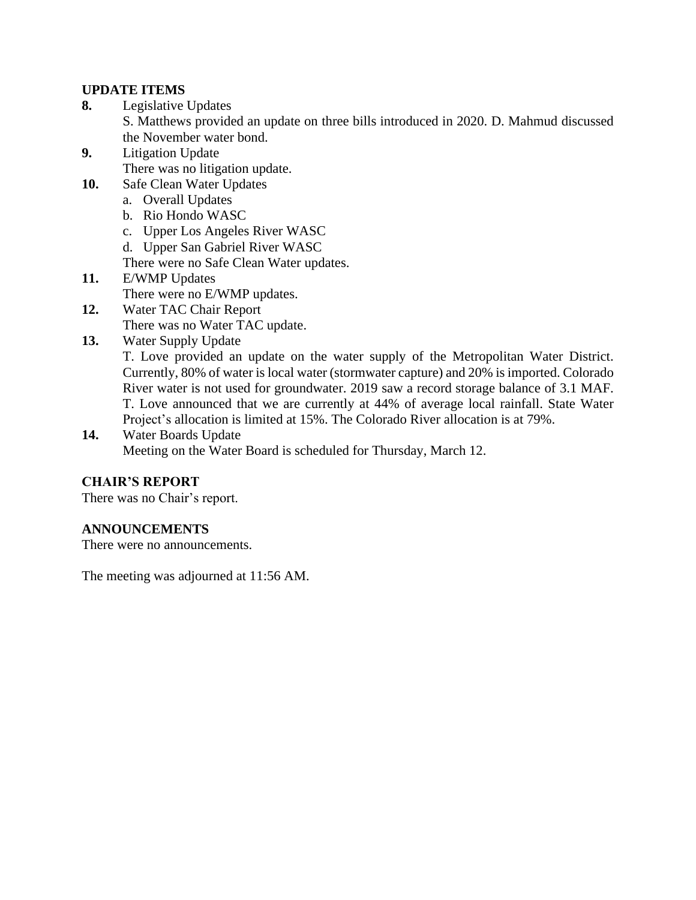**UPDATE ITEMS**

**8.** Legislative Updates

S. Matthews provided an update on three bills introduced in 2020. D. Mahmud discussed the November water bond.

**9.** Litigation Update

There was no litigation update.

**10.** Safe Clean Water Updates

a. Overall Updates
b. Rio Hondo WASC
c. Upper Los Angeles River WASC
d. Upper San Gabriel River WASC

There were no Safe Clean Water updates.

**11.** E/WMP Updates

There were no E/WMP updates.

**12.** Water TAC Chair Report

There was no Water TAC update.

**13.** Water Supply Update

T. Love provided an update on the water supply of the Metropolitan Water District. Currently, 80% of water is local water (stormwater capture) and 20% is imported. Colorado River water is not used for groundwater. 2019 saw a record storage balance of 3.1 MAF. T. Love announced that we are currently at 44% of average local rainfall. State Water Project's allocation is limited at 15%. The Colorado River allocation is at 79%.

**14.** Water Boards Update

Meeting on the Water Board is scheduled for Thursday, March 12.

**CHAIR'S REPORT**

There was no Chair's report.

**ANNOUNCEMENTS**

There were no announcements.

The meeting was adjourned at 11:56 AM.